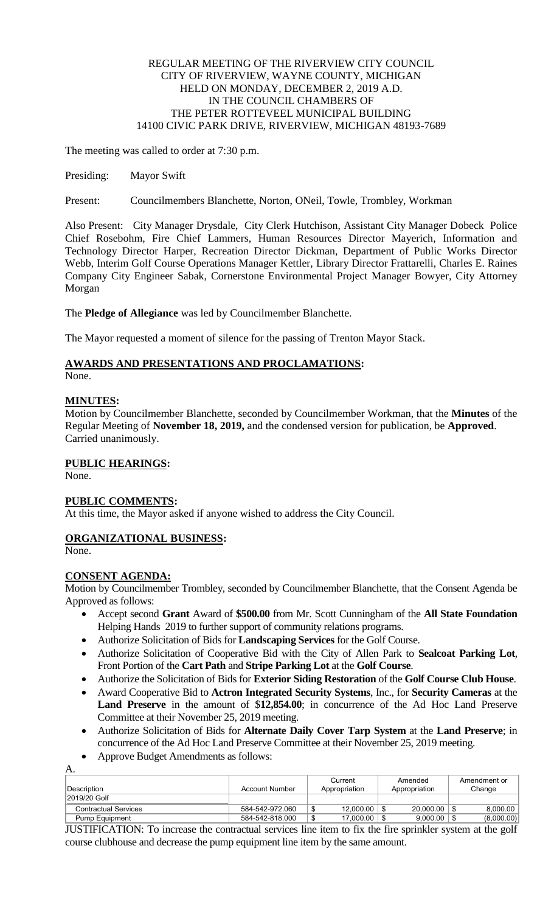REGULAR MEETING OF THE RIVERVIEW CITY COUNCIL
CITY OF RIVERVIEW, WAYNE COUNTY, MICHIGAN
HELD ON MONDAY, DECEMBER 2, 2019 A.D.
IN THE COUNCIL CHAMBERS OF
THE PETER ROTTEVEEL MUNICIPAL BUILDING
14100 CIVIC PARK DRIVE, RIVERVIEW, MICHIGAN 48193-7689

The meeting was called to order at 7:30 p.m.

Presiding: Mayor Swift

Present: Councilmembers Blanchette, Norton, ONeil, Towle, Trombley, Workman

Also Present: City Manager Drysdale, City Clerk Hutchison, Assistant City Manager Dobeck Police Chief Rosebohm, Fire Chief Lammers, Human Resources Director Mayerich, Information and Technology Director Harper, Recreation Director Dickman, Department of Public Works Director Webb, Interim Golf Course Operations Manager Kettler, Library Director Frattarelli, Charles E. Raines Company City Engineer Sabak, Cornerstone Environmental Project Manager Bowyer, City Attorney Morgan

The **Pledge of Allegiance** was led by Councilmember Blanchette.

The Mayor requested a moment of silence for the passing of Trenton Mayor Stack.

## AWARDS AND PRESENTATIONS AND PROCLAMATIONS:

None.

## MINUTES:

Motion by Councilmember Blanchette, seconded by Councilmember Workman, that the **Minutes** of the Regular Meeting of **November 18, 2019,** and the condensed version for publication, be **Approved**. Carried unanimously.

## PUBLIC HEARINGS:

None.

## PUBLIC COMMENTS:

At this time, the Mayor asked if anyone wished to address the City Council.

## ORGANIZATIONAL BUSINESS:

None.

## CONSENT AGENDA:

Motion by Councilmember Trombley, seconded by Councilmember Blanchette, that the Consent Agenda be Approved as follows:

- Accept second **Grant** Award of **$500.00** from Mr. Scott Cunningham of the **All State Foundation** Helping Hands 2019 to further support of community relations programs.
- Authorize Solicitation of Bids for **Landscaping Services** for the Golf Course.
- Authorize Solicitation of Cooperative Bid with the City of Allen Park to **Sealcoat Parking Lot**, Front Portion of the **Cart Path** and **Stripe Parking Lot** at the **Golf Course**.
- Authorize the Solicitation of Bids for **Exterior Siding Restoration** of the **Golf Course Club House**.
- Award Cooperative Bid to **Actron Integrated Security Systems**, Inc., for **Security Cameras** at the **Land Preserve** in the amount of $**12,854.00**; in concurrence of the Ad Hoc Land Preserve Committee at their November 25, 2019 meeting.
- Authorize Solicitation of Bids for **Alternate Daily Cover Tarp System** at the **Land Preserve**; in concurrence of the Ad Hoc Land Preserve Committee at their November 25, 2019 meeting.
- Approve Budget Amendments as follows:

A.

| Description | Account Number | Current Appropriation | Amended Appropriation | Amendment or Change |
|---|---|---|---|---|
| 2019/20 Golf | | | | |
| Contractual Services | 584-542-972.060 | $ 12,000.00 | $ 20,000.00 | $ 8,000.00 |
| Pump Equipment | 584-542-818.000 | $ 17,000.00 | $ 9,000.00 | $ (8,000.00) |

JUSTIFICATION: To increase the contractual services line item to fix the fire sprinkler system at the golf course clubhouse and decrease the pump equipment line item by the same amount.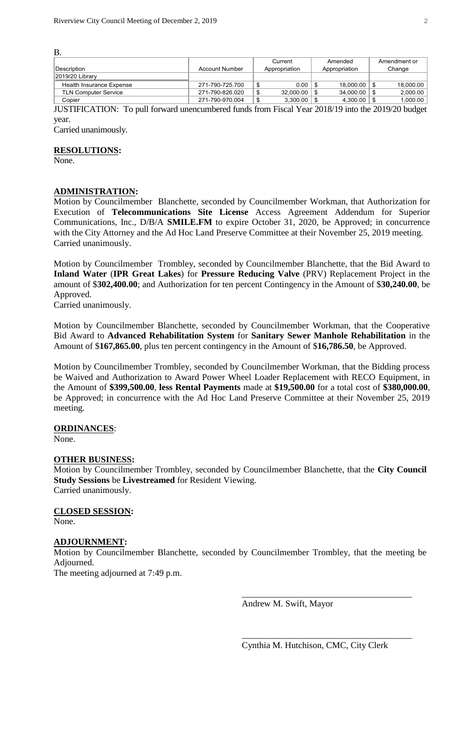B.

| Description | Account Number | Current Appropriation | Amended Appropriation | Amendment or Change |
|---|---|---|---|---|
| 2019/20 Library | | | | |
| Health Insurance Expense | 271-790-725.700 | $ 0.00 | $ 18,000.00 | $ 18,000.00 |
| TLN Computer Service | 271-790-826.020 | $ 32,000.00 | $ 34,000.00 | $ 2,000.00 |
| Copier | 271-790-970.004 | $ 3,300.00 | $ 4,300.00 | $ 1,000.00 |

JUSTIFICATION: To pull forward unencumbered funds from Fiscal Year 2018/19 into the 2019/20 budget year.
Carried unanimously.

**RESOLUTIONS:**
None.

**ADMINISTRATION:**
Motion by Councilmember Blanchette, seconded by Councilmember Workman, that Authorization for Execution of **Telecommunications Site License** Access Agreement Addendum for Superior Communications, Inc., D/B/A **SMILE.FM** to expire October 31, 2020, be Approved; in concurrence with the City Attorney and the Ad Hoc Land Preserve Committee at their November 25, 2019 meeting.
Carried unanimously.

Motion by Councilmember Trombley, seconded by Councilmember Blanchette, that the Bid Award to **Inland Water** (**IPR Great Lakes**) for **Pressure Reducing Valve** (PRV) Replacement Project in the amount of $**302,400.00**; and Authorization for ten percent Contingency in the Amount of $**30,240.00**, be Approved.
Carried unanimously.

Motion by Councilmember Blanchette, seconded by Councilmember Workman, that the Cooperative Bid Award to **Advanced Rehabilitation System** for **Sanitary Sewer Manhole Rehabilitation** in the Amount of $**167,865.00**, plus ten percent contingency in the Amount of $**16,786.50**, be Approved.

Motion by Councilmember Trombley, seconded by Councilmember Workman, that the Bidding process be Waived and Authorization to Award Power Wheel Loader Replacement with RECO Equipment, in the Amount of **$399,500.00**, **less Rental Payments** made at **$19,500.00** for a total cost of **$380,000.00**, be Approved; in concurrence with the Ad Hoc Land Preserve Committee at their November 25, 2019 meeting.

**ORDINANCES**:
None.

**OTHER BUSINESS:**
Motion by Councilmember Trombley, seconded by Councilmember Blanchette, that the **City Council Study Sessions** be **Livestreamed** for Resident Viewing.
Carried unanimously.

**CLOSED SESSION:**
None.

**ADJOURNMENT:**
Motion by Councilmember Blanchette, seconded by Councilmember Trombley, that the meeting be Adjourned.
The meeting adjourned at 7:49 p.m.

\_\_\_\_\_\_\_\_\_\_\_\_\_\_\_\_\_\_\_\_\_\_\_\_\_\_\_\_\_\_\_\_\_\_\_\_\_\_
Andrew M. Swift, Mayor

\_\_\_\_\_\_\_\_\_\_\_\_\_\_\_\_\_\_\_\_\_\_\_\_\_\_\_\_\_\_\_\_\_\_\_\_\_\_
Cynthia M. Hutchison, CMC, City Clerk